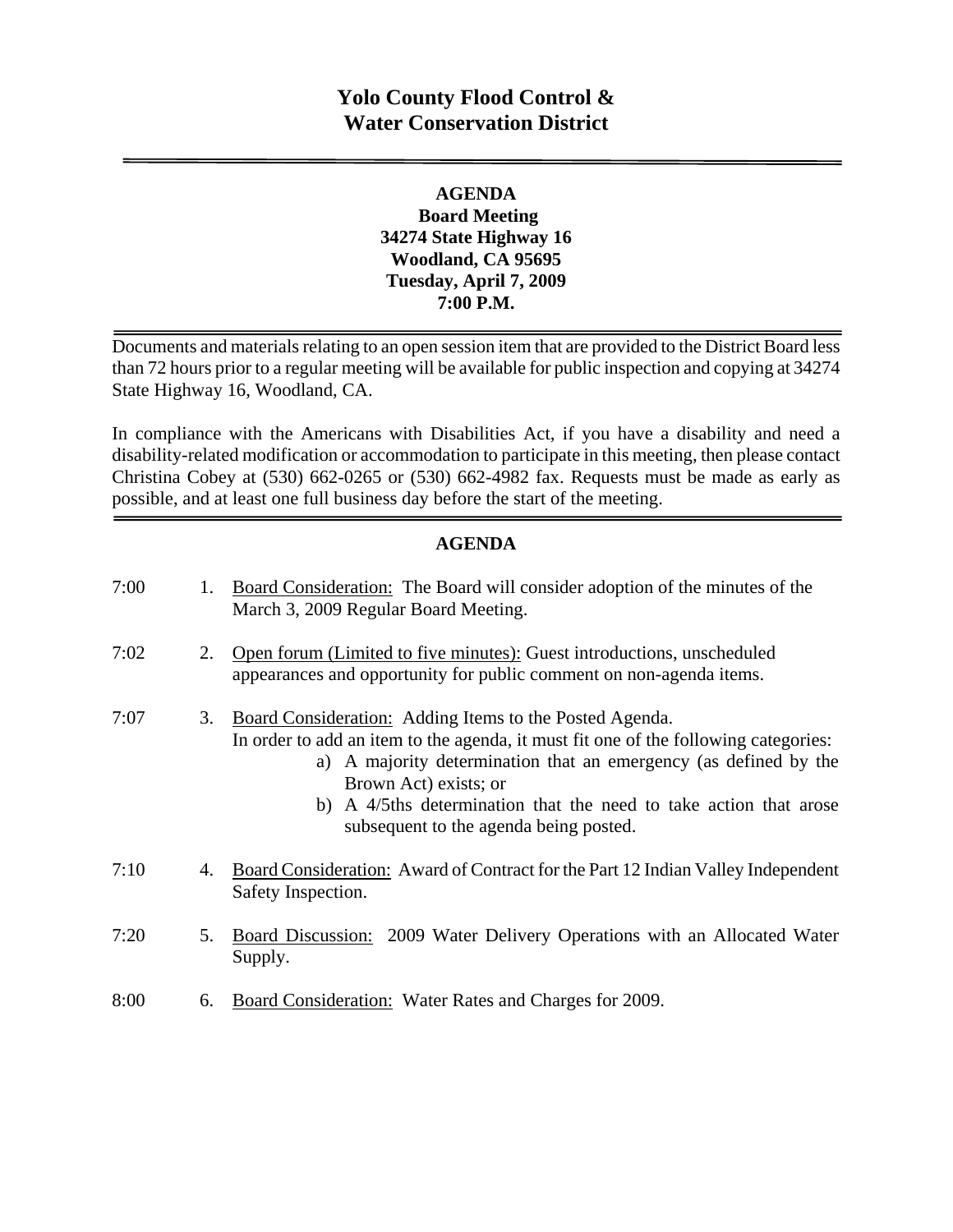# Yolo County Flood Control & Water Conservation District

**AGENDA**
**Board Meeting**
**34274 State Highway 16**
**Woodland, CA 95695**
**Tuesday, April 7, 2009**
**7:00 P.M.**

Documents and materials relating to an open session item that are provided to the District Board less than 72 hours prior to a regular meeting will be available for public inspection and copying at 34274 State Highway 16, Woodland, CA.

In compliance with the Americans with Disabilities Act, if you have a disability and need a disability-related modification or accommodation to participate in this meeting, then please contact Christina Cobey at (530) 662-0265 or (530) 662-4982 fax. Requests must be made as early as possible, and at least one full business day before the start of the meeting.

## AGENDA

7:00 1. Board Consideration: The Board will consider adoption of the minutes of the March 3, 2009 Regular Board Meeting.

7:02 2. Open forum (Limited to five minutes): Guest introductions, unscheduled appearances and opportunity for public comment on non-agenda items.

7:07 3. Board Consideration: Adding Items to the Posted Agenda.
In order to add an item to the agenda, it must fit one of the following categories:
   a) A majority determination that an emergency (as defined by the Brown Act) exists; or
   b) A 4/5ths determination that the need to take action that arose subsequent to the agenda being posted.

7:10 4. Board Consideration: Award of Contract for the Part 12 Indian Valley Independent Safety Inspection.

7:20 5. Board Discussion: 2009 Water Delivery Operations with an Allocated Water Supply.

8:00 6. Board Consideration: Water Rates and Charges for 2009.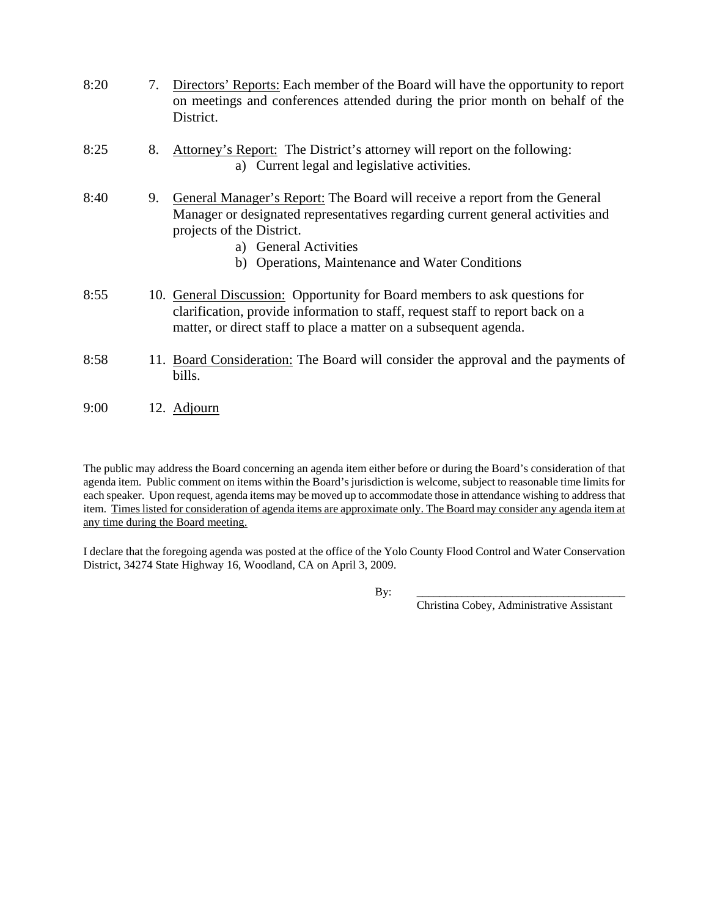8:20 7. Directors' Reports: Each member of the Board will have the opportunity to report on meetings and conferences attended during the prior month on behalf of the District.

8:25 8. Attorney's Report: The District's attorney will report on the following:
   a) Current legal and legislative activities.

8:40 9. General Manager's Report: The Board will receive a report from the General Manager or designated representatives regarding current general activities and projects of the District.
   a) General Activities
   b) Operations, Maintenance and Water Conditions

8:55 10. General Discussion: Opportunity for Board members to ask questions for clarification, provide information to staff, request staff to report back on a matter, or direct staff to place a matter on a subsequent agenda.

8:58 11. Board Consideration: The Board will consider the approval and the payments of bills.

9:00 12. Adjourn

The public may address the Board concerning an agenda item either before or during the Board's consideration of that agenda item. Public comment on items within the Board's jurisdiction is welcome, subject to reasonable time limits for each speaker. Upon request, agenda items may be moved up to accommodate those in attendance wishing to address that item. Times listed for consideration of agenda items are approximate only. The Board may consider any agenda item at any time during the Board meeting.

I declare that the foregoing agenda was posted at the office of the Yolo County Flood Control and Water Conservation District, 34274 State Highway 16, Woodland, CA on April 3, 2009.

By: ___________________________________
Christina Cobey, Administrative Assistant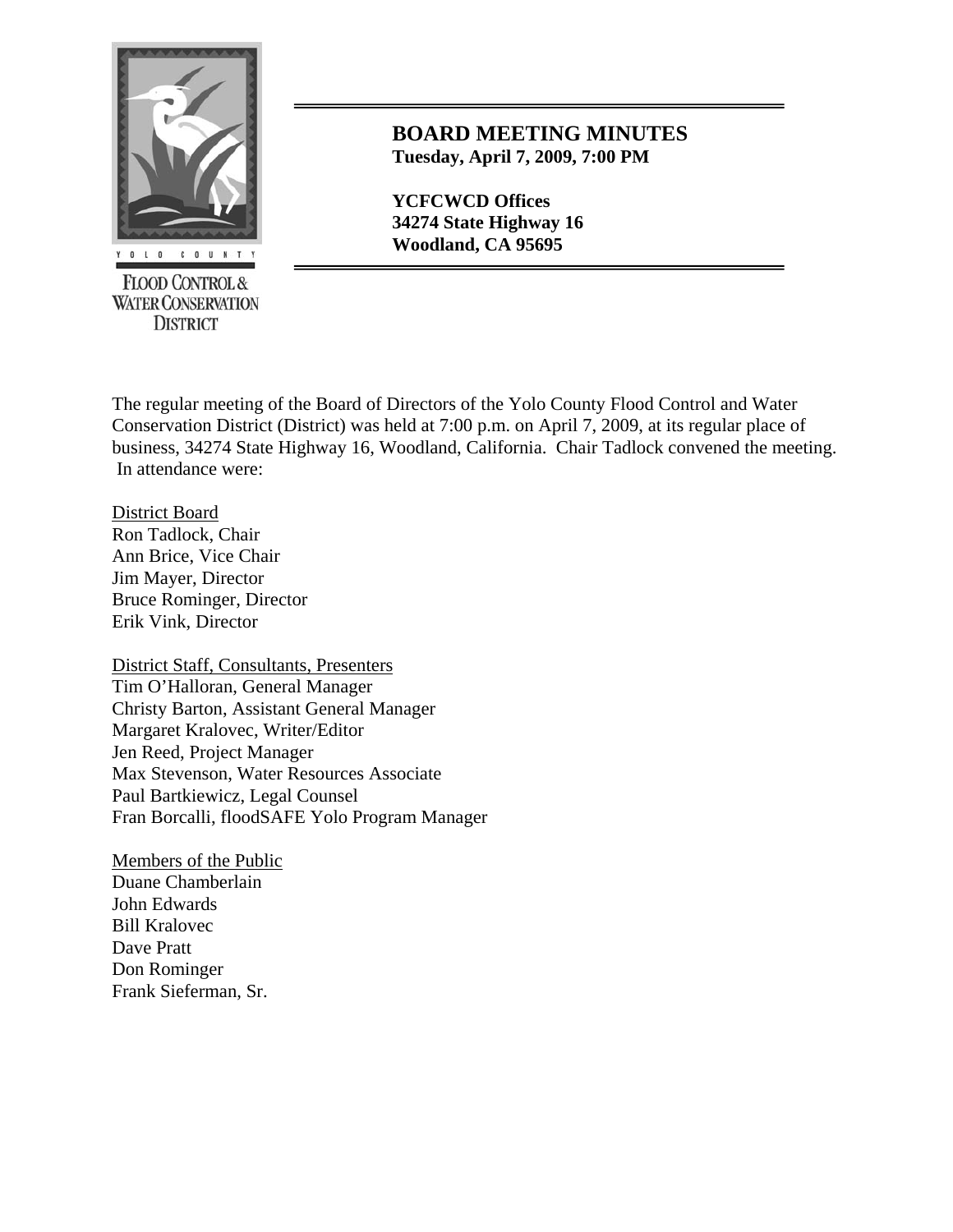YOLO COUNTY

FLOOD CONTROL & WATER CONSERVATION DISTRICT

## BOARD MEETING MINUTES

**Tuesday, April 7, 2009, 7:00 PM**

**YCFCWCD Offices**
**34274 State Highway 16**
**Woodland, CA 95695**

The regular meeting of the Board of Directors of the Yolo County Flood Control and Water Conservation District (District) was held at 7:00 p.m. on April 7, 2009, at its regular place of business, 34274 State Highway 16, Woodland, California. Chair Tadlock convened the meeting. In attendance were:

District Board
Ron Tadlock, Chair
Ann Brice, Vice Chair
Jim Mayer, Director
Bruce Rominger, Director
Erik Vink, Director

District Staff, Consultants, Presenters
Tim O'Halloran, General Manager
Christy Barton, Assistant General Manager
Margaret Kralovec, Writer/Editor
Jen Reed, Project Manager
Max Stevenson, Water Resources Associate
Paul Bartkiewicz, Legal Counsel
Fran Borcalli, floodSAFE Yolo Program Manager

Members of the Public
Duane Chamberlain
John Edwards
Bill Kralovec
Dave Pratt
Don Rominger
Frank Sieferman, Sr.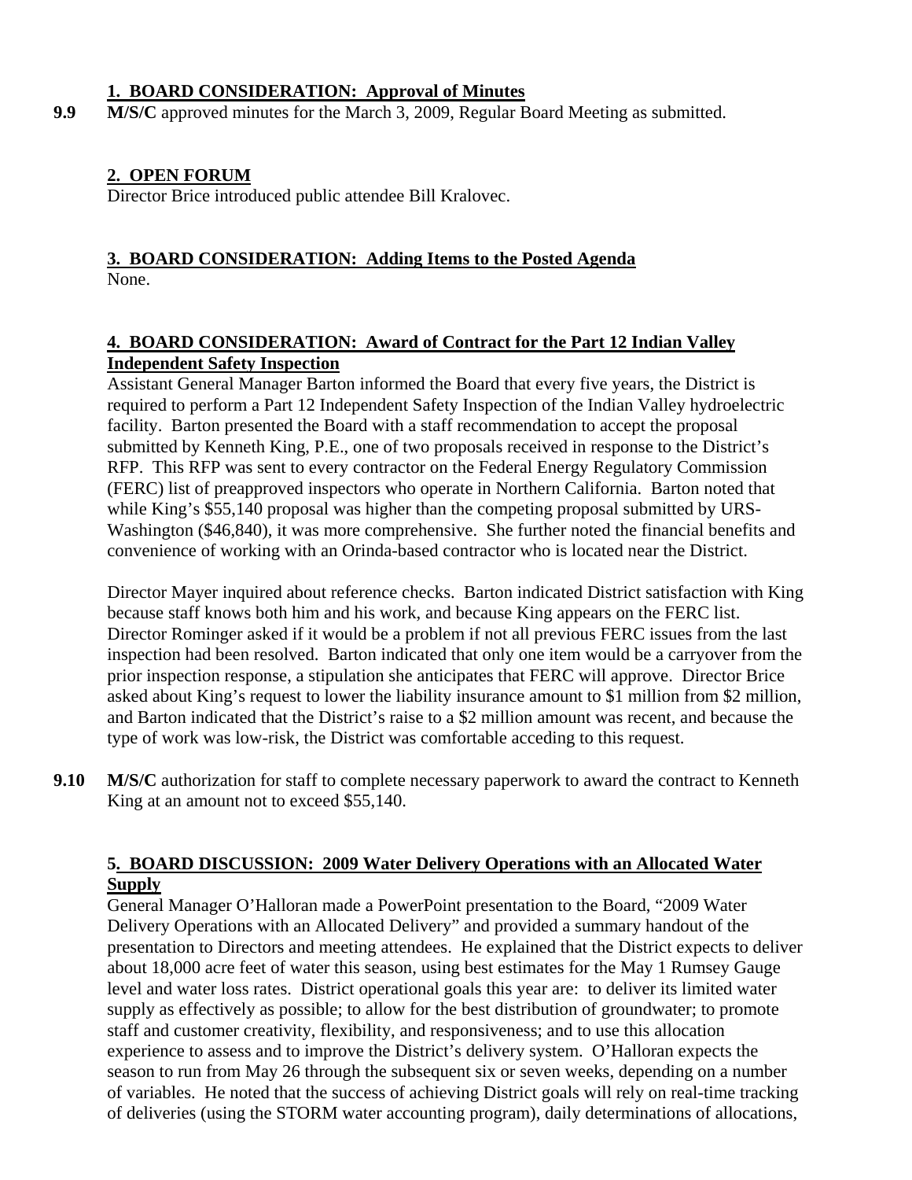**1. BOARD CONSIDERATION: Approval of Minutes**

**9.9** **M/S/C** approved minutes for the March 3, 2009, Regular Board Meeting as submitted.

**2. OPEN FORUM**

Director Brice introduced public attendee Bill Kralovec.

**3. BOARD CONSIDERATION: Adding Items to the Posted Agenda**

None.

**4. BOARD CONSIDERATION: Award of Contract for the Part 12 Indian Valley Independent Safety Inspection**

Assistant General Manager Barton informed the Board that every five years, the District is required to perform a Part 12 Independent Safety Inspection of the Indian Valley hydroelectric facility. Barton presented the Board with a staff recommendation to accept the proposal submitted by Kenneth King, P.E., one of two proposals received in response to the District's RFP. This RFP was sent to every contractor on the Federal Energy Regulatory Commission (FERC) list of preapproved inspectors who operate in Northern California. Barton noted that while King's $55,140 proposal was higher than the competing proposal submitted by URS-Washington ($46,840), it was more comprehensive. She further noted the financial benefits and convenience of working with an Orinda-based contractor who is located near the District.

Director Mayer inquired about reference checks. Barton indicated District satisfaction with King because staff knows both him and his work, and because King appears on the FERC list. Director Rominger asked if it would be a problem if not all previous FERC issues from the last inspection had been resolved. Barton indicated that only one item would be a carryover from the prior inspection response, a stipulation she anticipates that FERC will approve. Director Brice asked about King's request to lower the liability insurance amount to $1 million from $2 million, and Barton indicated that the District's raise to a $2 million amount was recent, and because the type of work was low-risk, the District was comfortable acceding to this request.

**9.10** **M/S/C** authorization for staff to complete necessary paperwork to award the contract to Kenneth King at an amount not to exceed $55,140.

**5. BOARD DISCUSSION: 2009 Water Delivery Operations with an Allocated Water Supply**

General Manager O'Halloran made a PowerPoint presentation to the Board, "2009 Water Delivery Operations with an Allocated Delivery" and provided a summary handout of the presentation to Directors and meeting attendees. He explained that the District expects to deliver about 18,000 acre feet of water this season, using best estimates for the May 1 Rumsey Gauge level and water loss rates. District operational goals this year are: to deliver its limited water supply as effectively as possible; to allow for the best distribution of groundwater; to promote staff and customer creativity, flexibility, and responsiveness; and to use this allocation experience to assess and to improve the District's delivery system. O'Halloran expects the season to run from May 26 through the subsequent six or seven weeks, depending on a number of variables. He noted that the success of achieving District goals will rely on real-time tracking of deliveries (using the STORM water accounting program), daily determinations of allocations,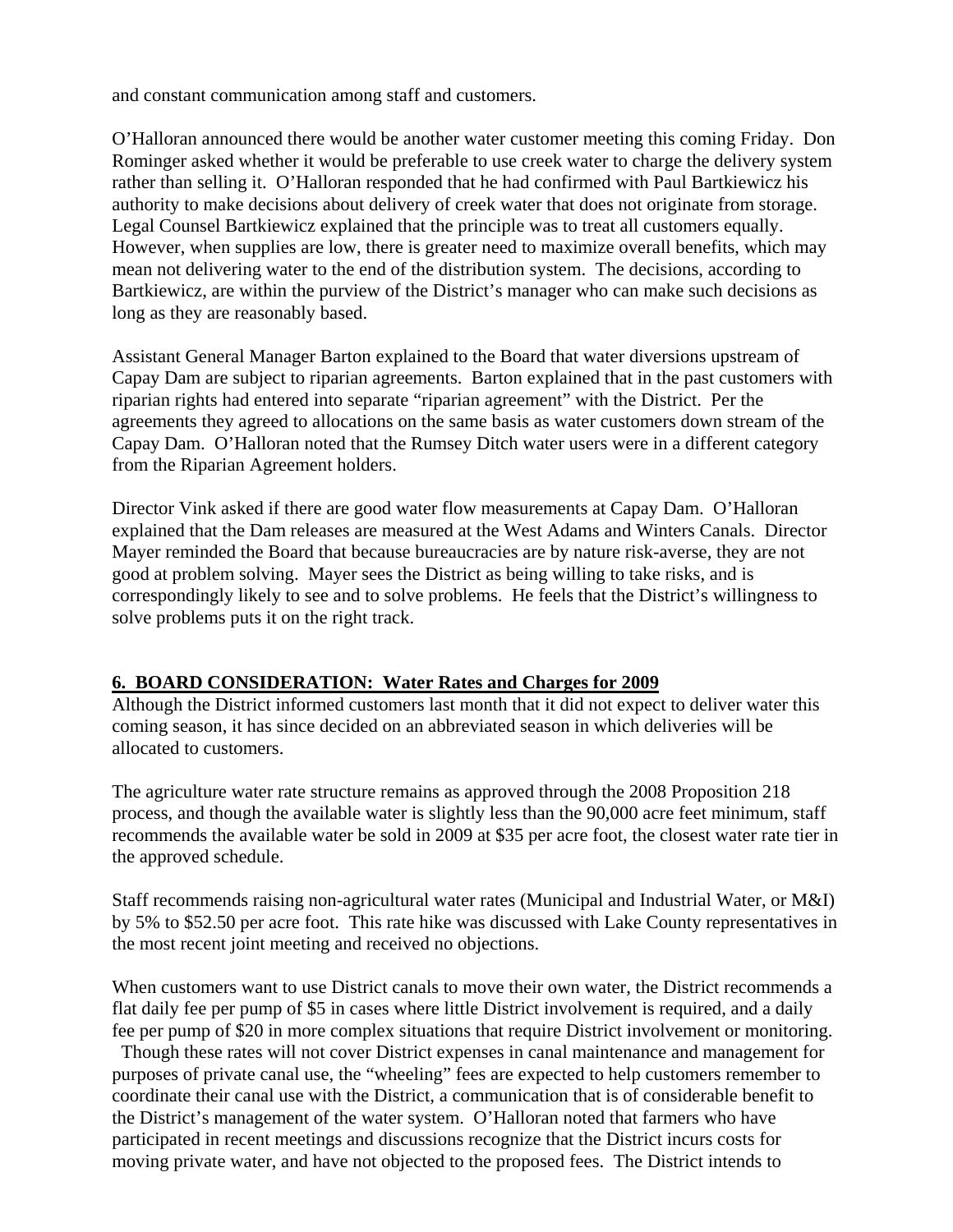and constant communication among staff and customers.

O'Halloran announced there would be another water customer meeting this coming Friday. Don Rominger asked whether it would be preferable to use creek water to charge the delivery system rather than selling it. O'Halloran responded that he had confirmed with Paul Bartkiewicz his authority to make decisions about delivery of creek water that does not originate from storage. Legal Counsel Bartkiewicz explained that the principle was to treat all customers equally. However, when supplies are low, there is greater need to maximize overall benefits, which may mean not delivering water to the end of the distribution system. The decisions, according to Bartkiewicz, are within the purview of the District's manager who can make such decisions as long as they are reasonably based.

Assistant General Manager Barton explained to the Board that water diversions upstream of Capay Dam are subject to riparian agreements. Barton explained that in the past customers with riparian rights had entered into separate "riparian agreement" with the District. Per the agreements they agreed to allocations on the same basis as water customers down stream of the Capay Dam. O'Halloran noted that the Rumsey Ditch water users were in a different category from the Riparian Agreement holders.

Director Vink asked if there are good water flow measurements at Capay Dam. O'Halloran explained that the Dam releases are measured at the West Adams and Winters Canals. Director Mayer reminded the Board that because bureaucracies are by nature risk-averse, they are not good at problem solving. Mayer sees the District as being willing to take risks, and is correspondingly likely to see and to solve problems. He feels that the District's willingness to solve problems puts it on the right track.

## 6. BOARD CONSIDERATION: Water Rates and Charges for 2009

Although the District informed customers last month that it did not expect to deliver water this coming season, it has since decided on an abbreviated season in which deliveries will be allocated to customers.

The agriculture water rate structure remains as approved through the 2008 Proposition 218 process, and though the available water is slightly less than the 90,000 acre feet minimum, staff recommends the available water be sold in 2009 at $35 per acre foot, the closest water rate tier in the approved schedule.

Staff recommends raising non-agricultural water rates (Municipal and Industrial Water, or M&I) by 5% to $52.50 per acre foot. This rate hike was discussed with Lake County representatives in the most recent joint meeting and received no objections.

When customers want to use District canals to move their own water, the District recommends a flat daily fee per pump of $5 in cases where little District involvement is required, and a daily fee per pump of $20 in more complex situations that require District involvement or monitoring. Though these rates will not cover District expenses in canal maintenance and management for purposes of private canal use, the "wheeling" fees are expected to help customers remember to coordinate their canal use with the District, a communication that is of considerable benefit to the District's management of the water system. O'Halloran noted that farmers who have participated in recent meetings and discussions recognize that the District incurs costs for moving private water, and have not objected to the proposed fees. The District intends to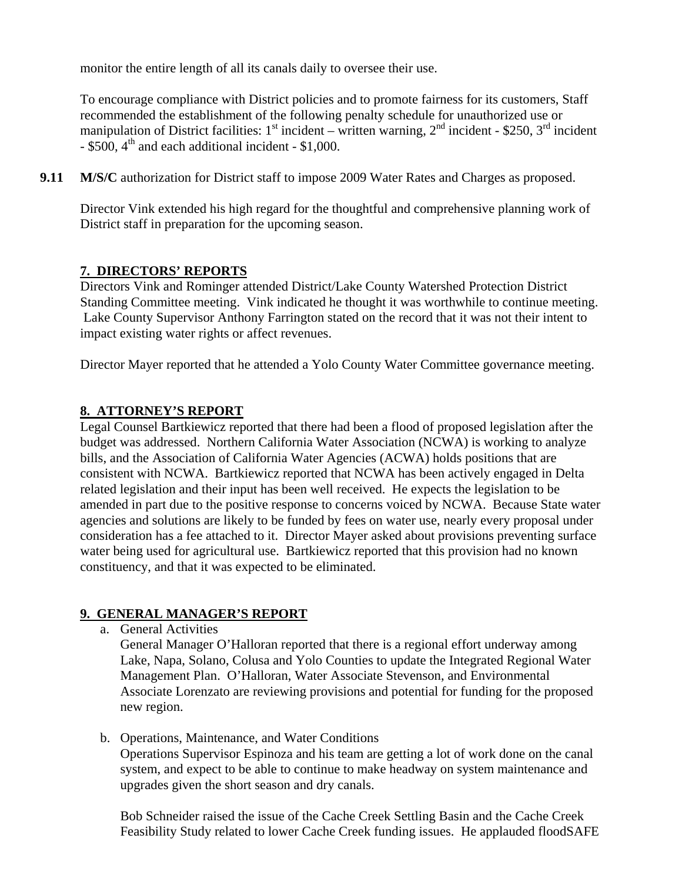monitor the entire length of all its canals daily to oversee their use.

To encourage compliance with District policies and to promote fairness for its customers, Staff recommended the establishment of the following penalty schedule for unauthorized use or manipulation of District facilities: 1st incident – written warning, 2nd incident - $250, 3rd incident - $500, 4th and each additional incident - $1,000.

**9.11** **M/S/C** authorization for District staff to impose 2009 Water Rates and Charges as proposed.

Director Vink extended his high regard for the thoughtful and comprehensive planning work of District staff in preparation for the upcoming season.

## 7. DIRECTORS' REPORTS

Directors Vink and Rominger attended District/Lake County Watershed Protection District Standing Committee meeting. Vink indicated he thought it was worthwhile to continue meeting. Lake County Supervisor Anthony Farrington stated on the record that it was not their intent to impact existing water rights or affect revenues.

Director Mayer reported that he attended a Yolo County Water Committee governance meeting.

## 8. ATTORNEY'S REPORT

Legal Counsel Bartkiewicz reported that there had been a flood of proposed legislation after the budget was addressed. Northern California Water Association (NCWA) is working to analyze bills, and the Association of California Water Agencies (ACWA) holds positions that are consistent with NCWA. Bartkiewicz reported that NCWA has been actively engaged in Delta related legislation and their input has been well received. He expects the legislation to be amended in part due to the positive response to concerns voiced by NCWA. Because State water agencies and solutions are likely to be funded by fees on water use, nearly every proposal under consideration has a fee attached to it. Director Mayer asked about provisions preventing surface water being used for agricultural use. Bartkiewicz reported that this provision had no known constituency, and that it was expected to be eliminated.

## 9. GENERAL MANAGER'S REPORT

a. General Activities
   General Manager O'Halloran reported that there is a regional effort underway among Lake, Napa, Solano, Colusa and Yolo Counties to update the Integrated Regional Water Management Plan. O'Halloran, Water Associate Stevenson, and Environmental Associate Lorenzato are reviewing provisions and potential for funding for the proposed new region.

b. Operations, Maintenance, and Water Conditions
   Operations Supervisor Espinoza and his team are getting a lot of work done on the canal system, and expect to be able to continue to make headway on system maintenance and upgrades given the short season and dry canals.

   Bob Schneider raised the issue of the Cache Creek Settling Basin and the Cache Creek Feasibility Study related to lower Cache Creek funding issues. He applauded floodSAFE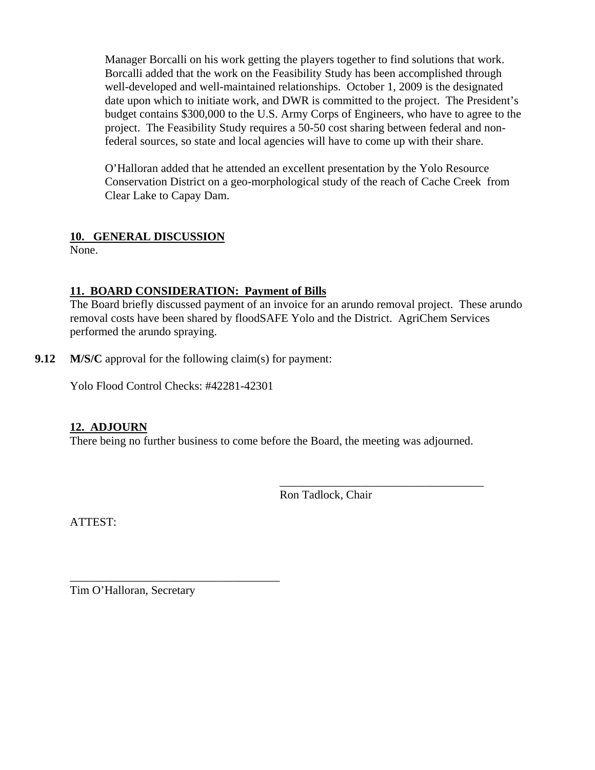Manager Borcalli on his work getting the players together to find solutions that work. Borcalli added that the work on the Feasibility Study has been accomplished through well-developed and well-maintained relationships. October 1, 2009 is the designated date upon which to initiate work, and DWR is committed to the project. The President's budget contains $300,000 to the U.S. Army Corps of Engineers, who have to agree to the project. The Feasibility Study requires a 50-50 cost sharing between federal and non-federal sources, so state and local agencies will have to come up with their share.

O'Halloran added that he attended an excellent presentation by the Yolo Resource Conservation District on a geo-morphological study of the reach of Cache Creek from Clear Lake to Capay Dam.

**10. GENERAL DISCUSSION**

None.

**11. BOARD CONSIDERATION: Payment of Bills**

The Board briefly discussed payment of an invoice for an arundo removal project. These arundo removal costs have been shared by floodSAFE Yolo and the District. AgriChem Services performed the arundo spraying.

**9.12** **M/S/C** approval for the following claim(s) for payment:

Yolo Flood Control Checks: #42281-42301

**12. ADJOURN**

There being no further business to come before the Board, the meeting was adjourned.

\_\_\_\_\_\_\_\_\_\_\_\_\_\_\_\_\_\_\_\_\_\_\_\_\_\_\_\_\_\_\_\_\_\_\_

Ron Tadlock, Chair

ATTEST:

\_\_\_\_\_\_\_\_\_\_\_\_\_\_\_\_\_\_\_\_\_\_\_\_\_\_\_\_\_\_\_\_\_\_\_

Tim O'Halloran, Secretary